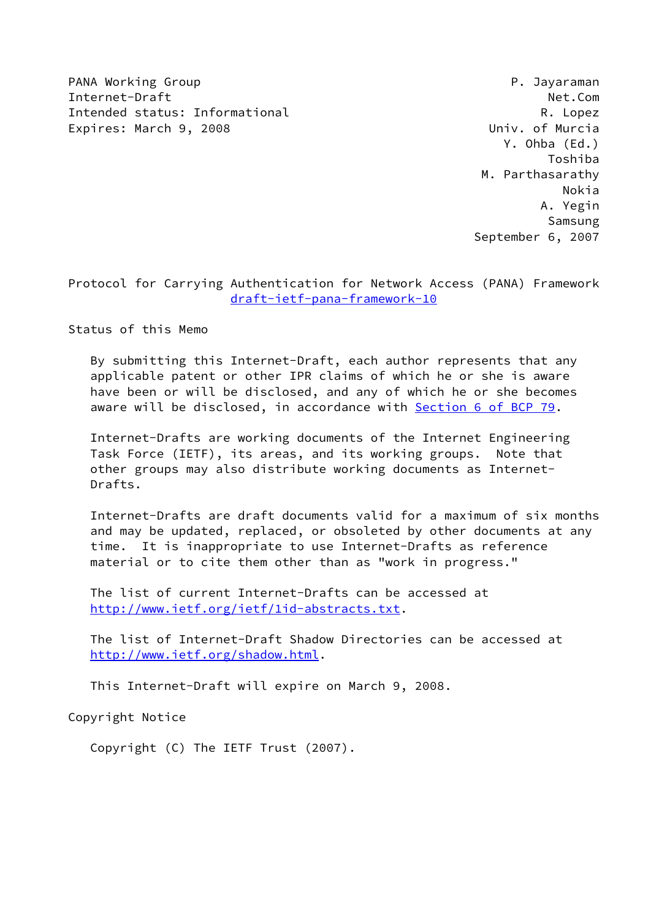PANA Working Group P. Jayaraman
Internet-Draft Net.Com
Intended status: Informational R. Lopez
Expires: March 9, 2008 Univ. of Murcia
Y. Ohba (Ed.)
Toshiba
M. Parthasarathy
Nokia
A. Yegin
Samsung
September 6, 2007

# Protocol for Carrying Authentication for Network Access (PANA) Framework

draft-ietf-pana-framework-10

## Status of this Memo

By submitting this Internet-Draft, each author represents that any applicable patent or other IPR claims of which he or she is aware have been or will be disclosed, and any of which he or she becomes aware will be disclosed, in accordance with Section 6 of BCP 79.

Internet-Drafts are working documents of the Internet Engineering Task Force (IETF), its areas, and its working groups. Note that other groups may also distribute working documents as Internet-Drafts.

Internet-Drafts are draft documents valid for a maximum of six months and may be updated, replaced, or obsoleted by other documents at any time. It is inappropriate to use Internet-Drafts as reference material or to cite them other than as "work in progress."

The list of current Internet-Drafts can be accessed at http://www.ietf.org/ietf/1id-abstracts.txt.

The list of Internet-Draft Shadow Directories can be accessed at http://www.ietf.org/shadow.html.

This Internet-Draft will expire on March 9, 2008.

## Copyright Notice

Copyright (C) The IETF Trust (2007).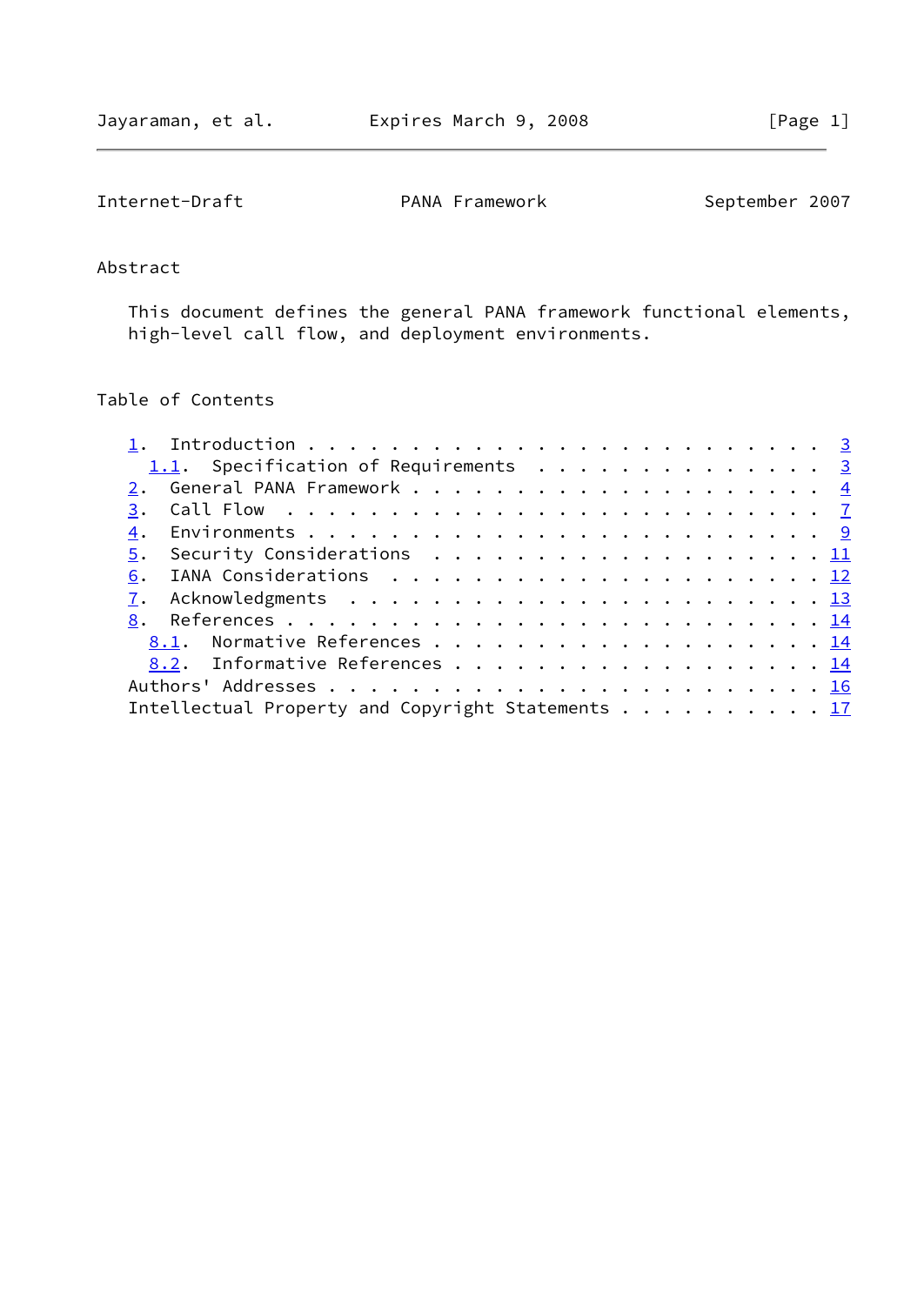## Abstract

This document defines the general PANA framework functional elements, high-level call flow, and deployment environments.

## Table of Contents

1. Introduction . . . . . . . . . . . . . . . . . . . . . . . . . 3
   1.1. Specification of Requirements . . . . . . . . . . . . . . 3
2. General PANA Framework . . . . . . . . . . . . . . . . . . . . 4
3. Call Flow . . . . . . . . . . . . . . . . . . . . . . . . . . 7
4. Environments . . . . . . . . . . . . . . . . . . . . . . . . . 9
5. Security Considerations . . . . . . . . . . . . . . . . . . . 11
6. IANA Considerations . . . . . . . . . . . . . . . . . . . . . 12
7. Acknowledgments . . . . . . . . . . . . . . . . . . . . . . . 13
8. References . . . . . . . . . . . . . . . . . . . . . . . . . . 14
   8.1. Normative References . . . . . . . . . . . . . . . . . . 14
   8.2. Informative References . . . . . . . . . . . . . . . . . 14

Authors' Addresses . . . . . . . . . . . . . . . . . . . . . . . . 16

Intellectual Property and Copyright Statements . . . . . . . . . . 17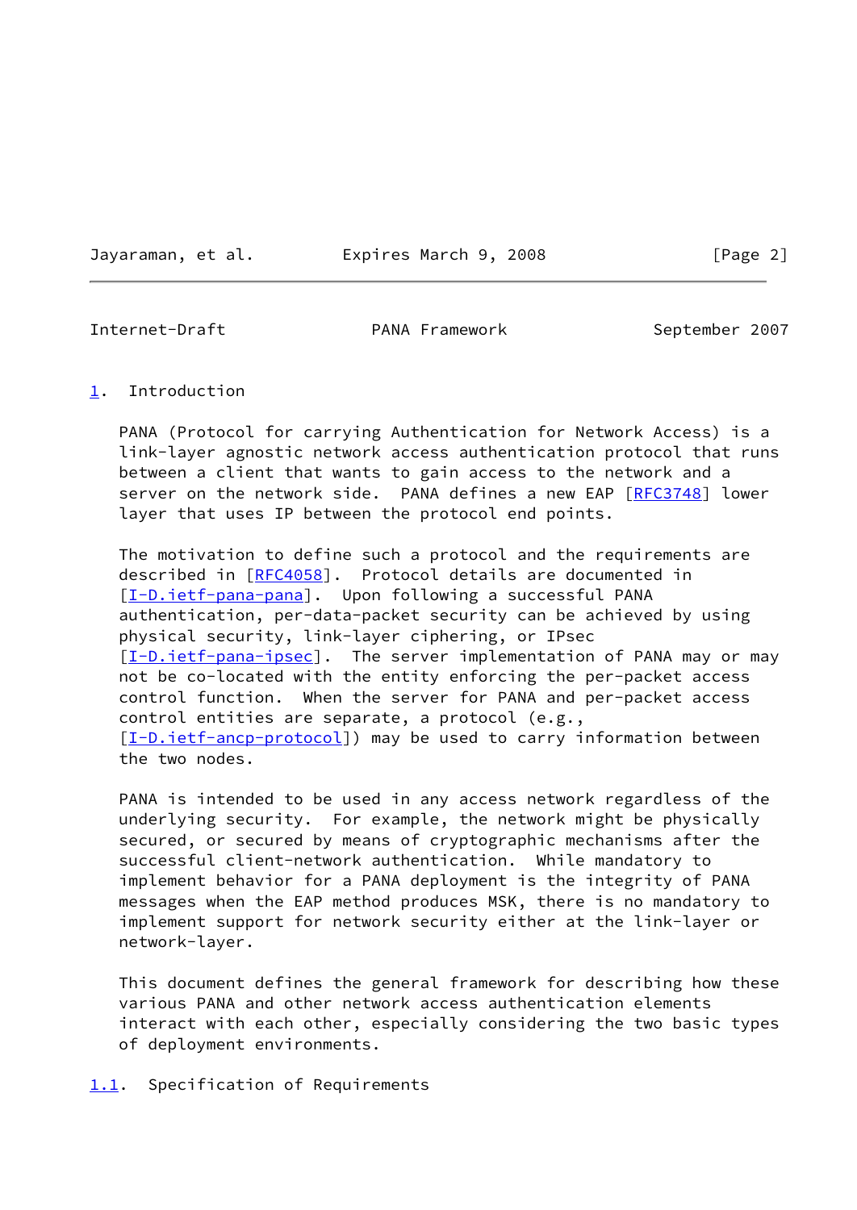## 1. Introduction

PANA (Protocol for carrying Authentication for Network Access) is a link-layer agnostic network access authentication protocol that runs between a client that wants to gain access to the network and a server on the network side. PANA defines a new EAP [RFC3748] lower layer that uses IP between the protocol end points.

The motivation to define such a protocol and the requirements are described in [RFC4058]. Protocol details are documented in [I-D.ietf-pana-pana]. Upon following a successful PANA authentication, per-data-packet security can be achieved by using physical security, link-layer ciphering, or IPsec [I-D.ietf-pana-ipsec]. The server implementation of PANA may or may not be co-located with the entity enforcing the per-packet access control function. When the server for PANA and per-packet access control entities are separate, a protocol (e.g., [I-D.ietf-ancp-protocol]) may be used to carry information between the two nodes.

PANA is intended to be used in any access network regardless of the underlying security. For example, the network might be physically secured, or secured by means of cryptographic mechanisms after the successful client-network authentication. While mandatory to implement behavior for a PANA deployment is the integrity of PANA messages when the EAP method produces MSK, there is no mandatory to implement support for network security either at the link-layer or network-layer.

This document defines the general framework for describing how these various PANA and other network access authentication elements interact with each other, especially considering the two basic types of deployment environments.

### 1.1. Specification of Requirements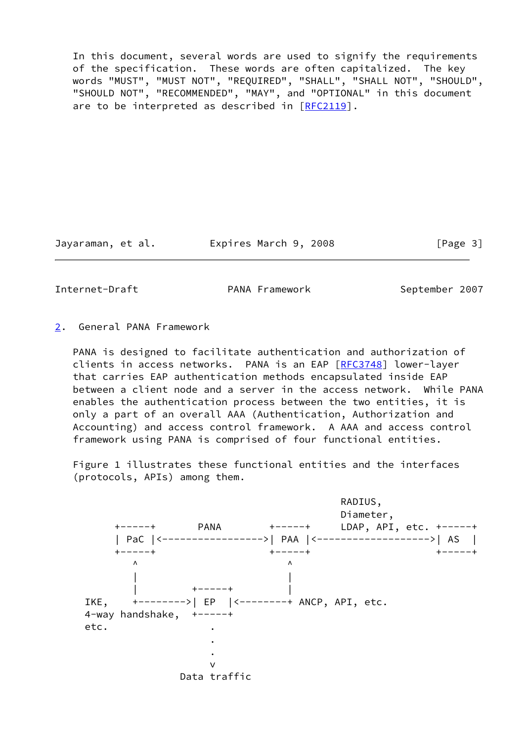In this document, several words are used to signify the requirements of the specification. These words are often capitalized. The key words "MUST", "MUST NOT", "REQUIRED", "SHALL", "SHALL NOT", "SHOULD", "SHOULD NOT", "RECOMMENDED", "MAY", and "OPTIONAL" in this document are to be interpreted as described in [RFC2119].

## 2. General PANA Framework

PANA is designed to facilitate authentication and authorization of clients in access networks. PANA is an EAP [RFC3748] lower-layer that carries EAP authentication methods encapsulated inside EAP between a client node and a server in the access network. While PANA enables the authentication process between the two entities, it is only a part of an overall AAA (Authentication, Authorization and Accounting) and access control framework. A AAA and access control framework using PANA is comprised of four functional entities.

Figure 1 illustrates these functional entities and the interfaces (protocols, APIs) among them.

```
                                              RADIUS,
                                              Diameter,
        +-----+       PANA        +-----+     LDAP, API, etc. +-----+
        | PaC |<----------------->| PAA |<------------------->| AS  |
        +-----+                   +-----+                     +-----+
           ^                         ^
           |                         |
           |         +-----+         |
   IKE,    +-------->| EP  |<--------+ ANCP, API, etc.
   4-way handshake,  +-----+
   etc.                 .
                        .
                        .
                        v
                   Data traffic
```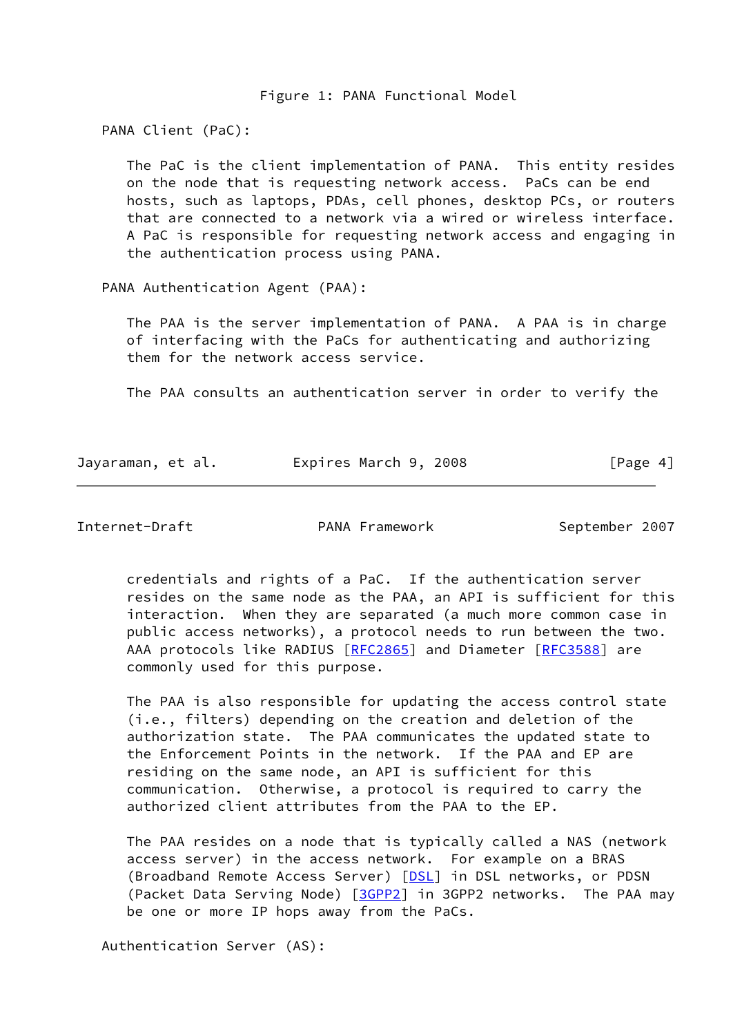Figure 1: PANA Functional Model

PANA Client (PaC):

The PaC is the client implementation of PANA. This entity resides on the node that is requesting network access. PaCs can be end hosts, such as laptops, PDAs, cell phones, desktop PCs, or routers that are connected to a network via a wired or wireless interface. A PaC is responsible for requesting network access and engaging in the authentication process using PANA.

PANA Authentication Agent (PAA):

The PAA is the server implementation of PANA. A PAA is in charge of interfacing with the PaCs for authenticating and authorizing them for the network access service.

The PAA consults an authentication server in order to verify the credentials and rights of a PaC. If the authentication server resides on the same node as the PAA, an API is sufficient for this interaction. When they are separated (a much more common case in public access networks), a protocol needs to run between the two. AAA protocols like RADIUS [RFC2865] and Diameter [RFC3588] are commonly used for this purpose.

The PAA is also responsible for updating the access control state (i.e., filters) depending on the creation and deletion of the authorization state. The PAA communicates the updated state to the Enforcement Points in the network. If the PAA and EP are residing on the same node, an API is sufficient for this communication. Otherwise, a protocol is required to carry the authorized client attributes from the PAA to the EP.

The PAA resides on a node that is typically called a NAS (network access server) in the access network. For example on a BRAS (Broadband Remote Access Server) [DSL] in DSL networks, or PDSN (Packet Data Serving Node) [3GPP2] in 3GPP2 networks. The PAA may be one or more IP hops away from the PaCs.

Authentication Server (AS):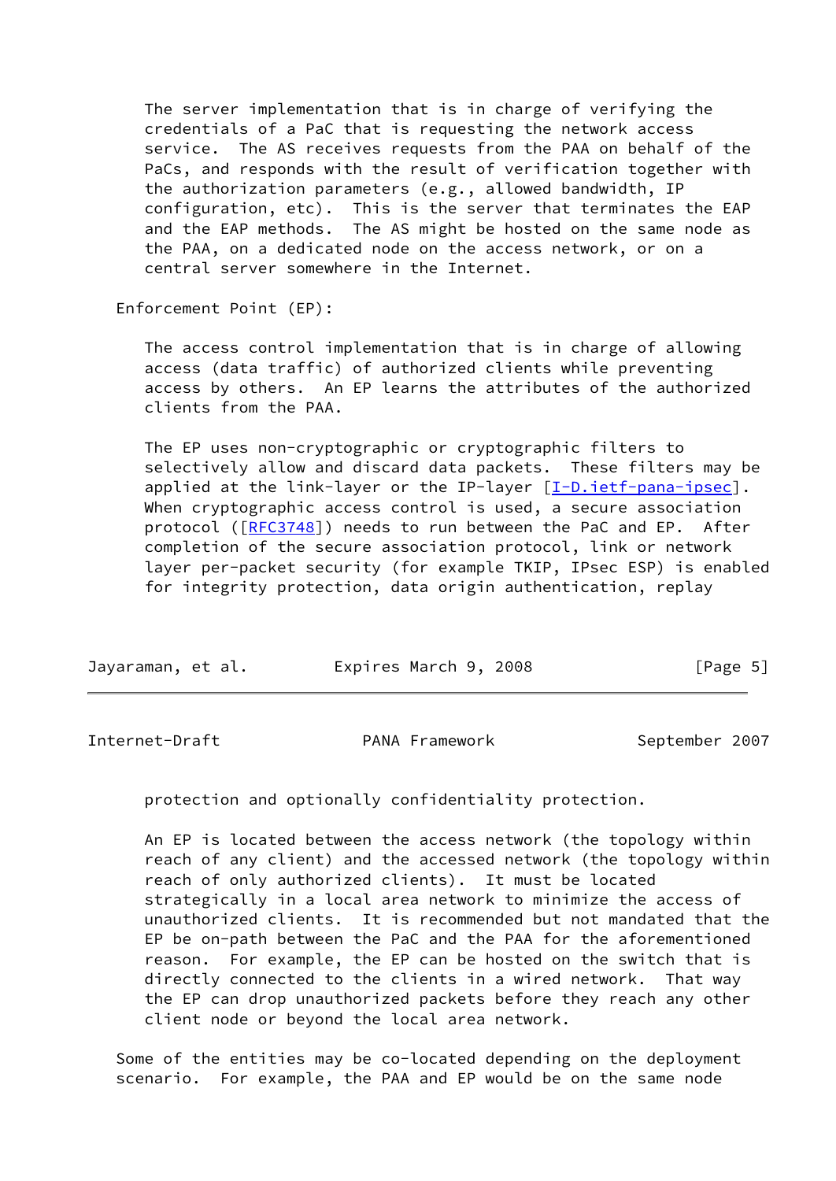The server implementation that is in charge of verifying the credentials of a PaC that is requesting the network access service. The AS receives requests from the PAA on behalf of the PaCs, and responds with the result of verification together with the authorization parameters (e.g., allowed bandwidth, IP configuration, etc). This is the server that terminates the EAP and the EAP methods. The AS might be hosted on the same node as the PAA, on a dedicated node on the access network, or on a central server somewhere in the Internet.

Enforcement Point (EP):

The access control implementation that is in charge of allowing access (data traffic) of authorized clients while preventing access by others. An EP learns the attributes of the authorized clients from the PAA.

The EP uses non-cryptographic or cryptographic filters to selectively allow and discard data packets. These filters may be applied at the link-layer or the IP-layer [I-D.ietf-pana-ipsec]. When cryptographic access control is used, a secure association protocol ([RFC3748]) needs to run between the PaC and EP. After completion of the secure association protocol, link or network layer per-packet security (for example TKIP, IPsec ESP) is enabled for integrity protection, data origin authentication, replay protection and optionally confidentiality protection.

An EP is located between the access network (the topology within reach of any client) and the accessed network (the topology within reach of only authorized clients). It must be located strategically in a local area network to minimize the access of unauthorized clients. It is recommended but not mandated that the EP be on-path between the PaC and the PAA for the aforementioned reason. For example, the EP can be hosted on the switch that is directly connected to the clients in a wired network. That way the EP can drop unauthorized packets before they reach any other client node or beyond the local area network.

Some of the entities may be co-located depending on the deployment scenario. For example, the PAA and EP would be on the same node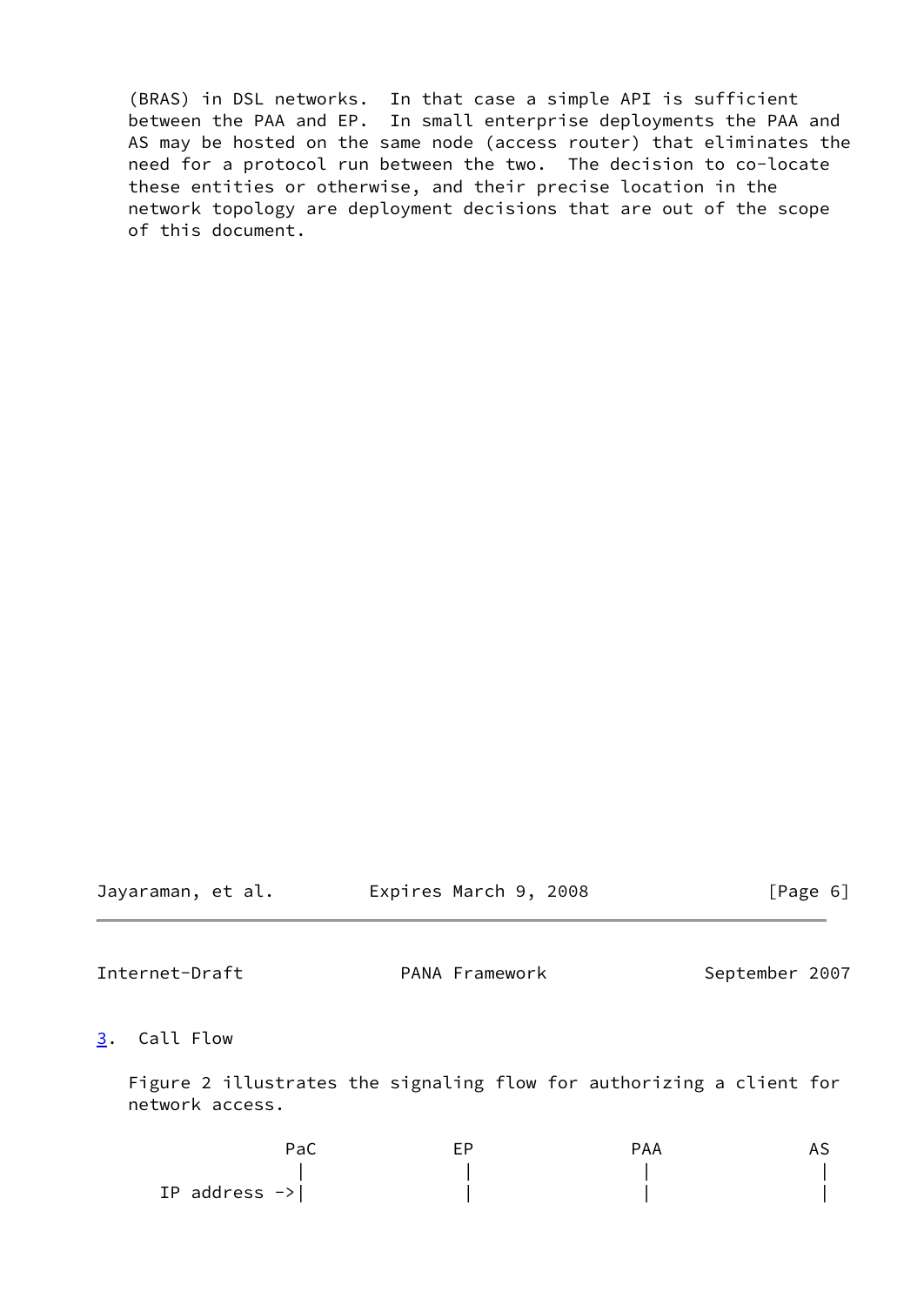(BRAS) in DSL networks. In that case a simple API is sufficient between the PAA and EP. In small enterprise deployments the PAA and AS may be hosted on the same node (access router) that eliminates the need for a protocol run between the two. The decision to co-locate these entities or otherwise, and their precise location in the network topology are deployment decisions that are out of the scope of this document.

## 3. Call Flow

Figure 2 illustrates the signaling flow for authorizing a client for network access.

```
              PaC              EP              PAA              AS
               |               |                |                |
  IP address ->|               |                |                |
```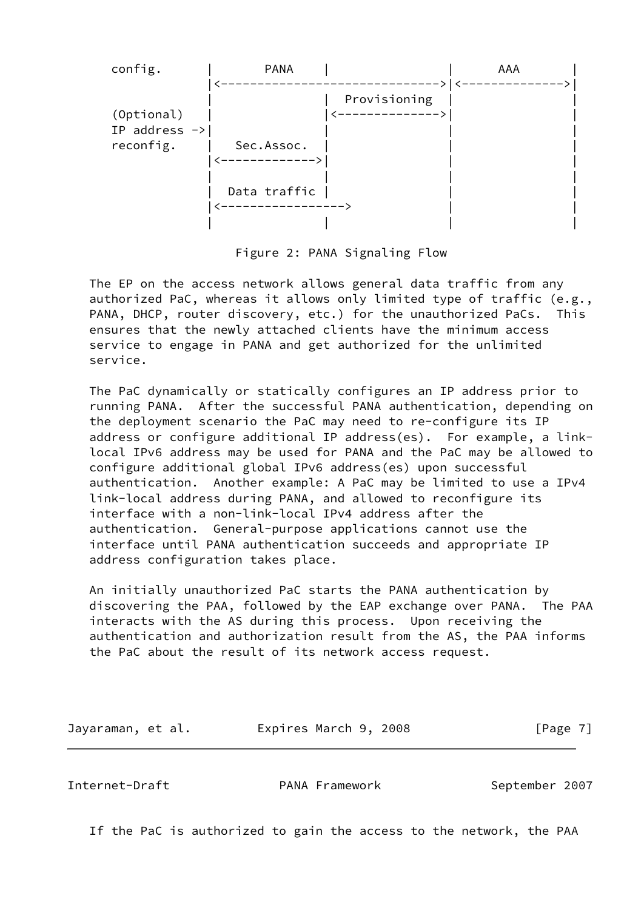```
   config.       |       PANA     |                |       AAA       |
                 |<------------------------------>|<--------------->|
                 |                |  Provisioning  |                 |
   (Optional)    |                |<-------------->|                 |
   IP address ->|                |                |                 |
   reconfig.     |   Sec.Assoc.   |                |                 |
                 |<-------------->|                |                 |
                 |                |                |                 |
                 |  Data traffic  |                |                 |
                 |<----------------->              |                 |
                 |                |                |                 |
```

Figure 2: PANA Signaling Flow

The EP on the access network allows general data traffic from any authorized PaC, whereas it allows only limited type of traffic (e.g., PANA, DHCP, router discovery, etc.) for the unauthorized PaCs. This ensures that the newly attached clients have the minimum access service to engage in PANA and get authorized for the unlimited service.

The PaC dynamically or statically configures an IP address prior to running PANA. After the successful PANA authentication, depending on the deployment scenario the PaC may need to re-configure its IP address or configure additional IP address(es). For example, a link-local IPv6 address may be used for PANA and the PaC may be allowed to configure additional global IPv6 address(es) upon successful authentication. Another example: A PaC may be limited to use a IPv4 link-local address during PANA, and allowed to reconfigure its interface with a non-link-local IPv4 address after the authentication. General-purpose applications cannot use the interface until PANA authentication succeeds and appropriate IP address configuration takes place.

An initially unauthorized PaC starts the PANA authentication by discovering the PAA, followed by the EAP exchange over PANA. The PAA interacts with the AS during this process. Upon receiving the authentication and authorization result from the AS, the PAA informs the PaC about the result of its network access request.

If the PaC is authorized to gain the access to the network, the PAA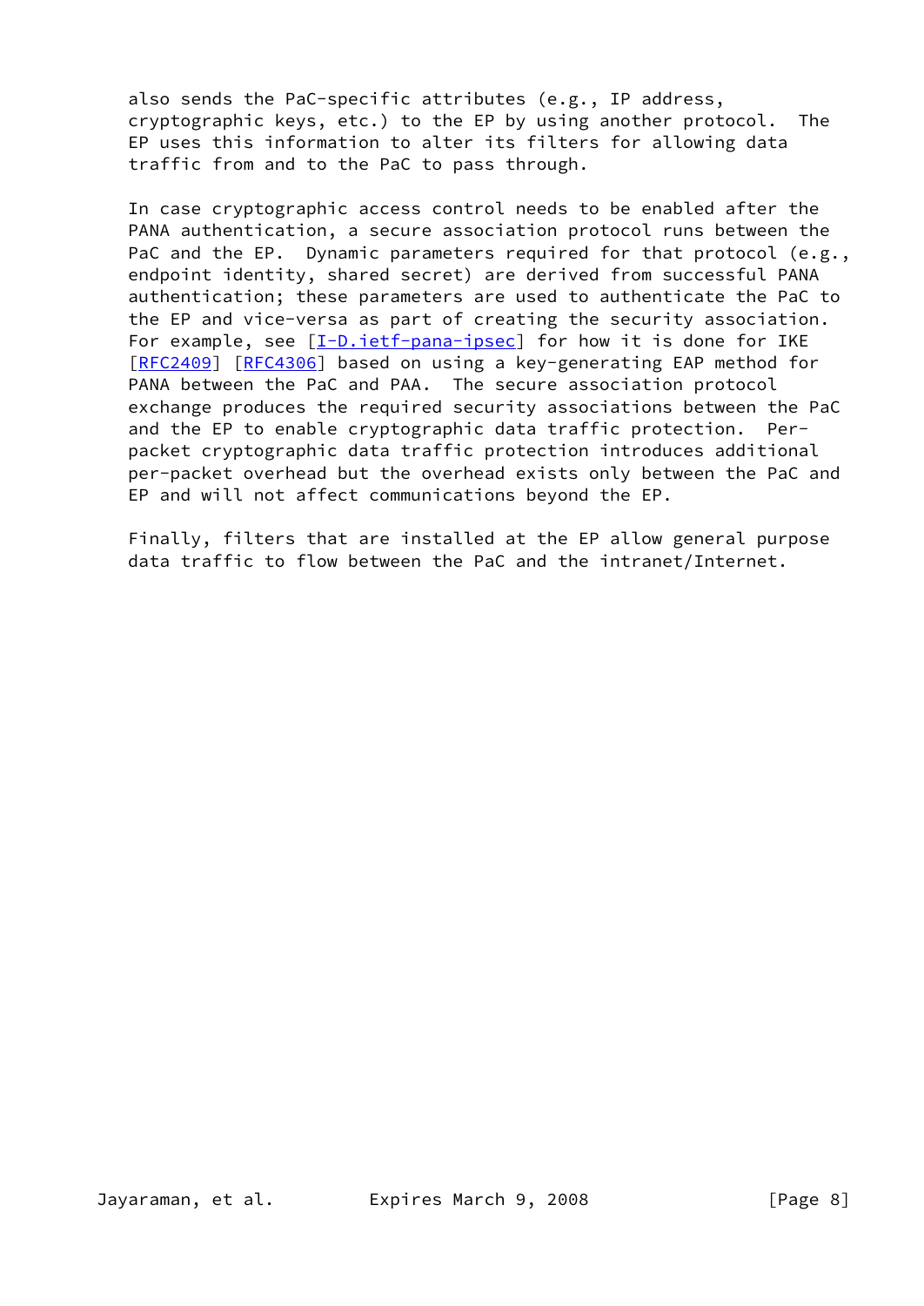also sends the PaC-specific attributes (e.g., IP address, cryptographic keys, etc.) to the EP by using another protocol. The EP uses this information to alter its filters for allowing data traffic from and to the PaC to pass through.

In case cryptographic access control needs to be enabled after the PANA authentication, a secure association protocol runs between the PaC and the EP. Dynamic parameters required for that protocol (e.g., endpoint identity, shared secret) are derived from successful PANA authentication; these parameters are used to authenticate the PaC to the EP and vice-versa as part of creating the security association. For example, see [I-D.ietf-pana-ipsec] for how it is done for IKE [RFC2409] [RFC4306] based on using a key-generating EAP method for PANA between the PaC and PAA. The secure association protocol exchange produces the required security associations between the PaC and the EP to enable cryptographic data traffic protection. Per-packet cryptographic data traffic protection introduces additional per-packet overhead but the overhead exists only between the PaC and EP and will not affect communications beyond the EP.

Finally, filters that are installed at the EP allow general purpose data traffic to flow between the PaC and the intranet/Internet.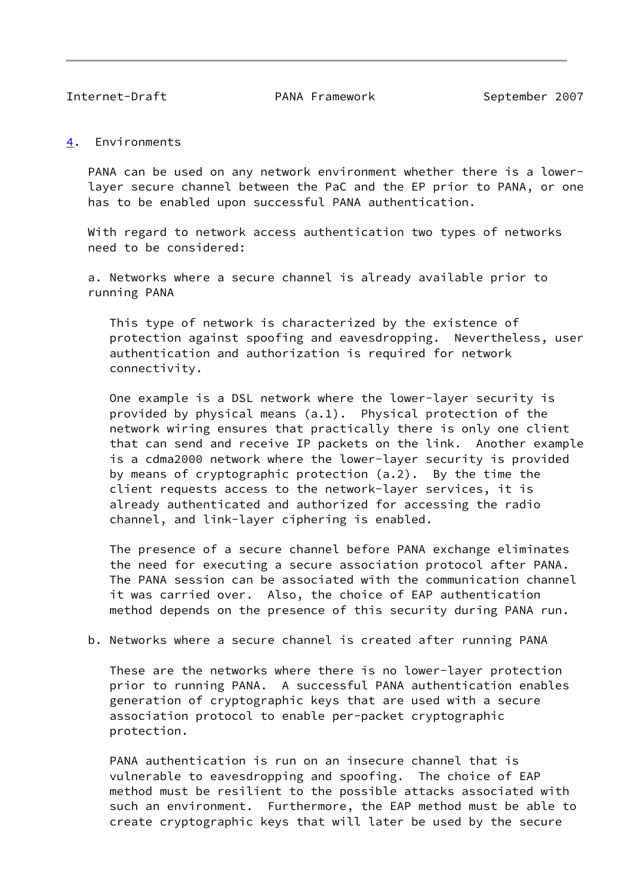## 4. Environments

PANA can be used on any network environment whether there is a lower-layer secure channel between the PaC and the EP prior to PANA, or one has to be enabled upon successful PANA authentication.

With regard to network access authentication two types of networks need to be considered:

a. Networks where a secure channel is already available prior to running PANA

This type of network is characterized by the existence of protection against spoofing and eavesdropping. Nevertheless, user authentication and authorization is required for network connectivity.

One example is a DSL network where the lower-layer security is provided by physical means (a.1). Physical protection of the network wiring ensures that practically there is only one client that can send and receive IP packets on the link. Another example is a cdma2000 network where the lower-layer security is provided by means of cryptographic protection (a.2). By the time the client requests access to the network-layer services, it is already authenticated and authorized for accessing the radio channel, and link-layer ciphering is enabled.

The presence of a secure channel before PANA exchange eliminates the need for executing a secure association protocol after PANA. The PANA session can be associated with the communication channel it was carried over. Also, the choice of EAP authentication method depends on the presence of this security during PANA run.

b. Networks where a secure channel is created after running PANA

These are the networks where there is no lower-layer protection prior to running PANA. A successful PANA authentication enables generation of cryptographic keys that are used with a secure association protocol to enable per-packet cryptographic protection.

PANA authentication is run on an insecure channel that is vulnerable to eavesdropping and spoofing. The choice of EAP method must be resilient to the possible attacks associated with such an environment. Furthermore, the EAP method must be able to create cryptographic keys that will later be used by the secure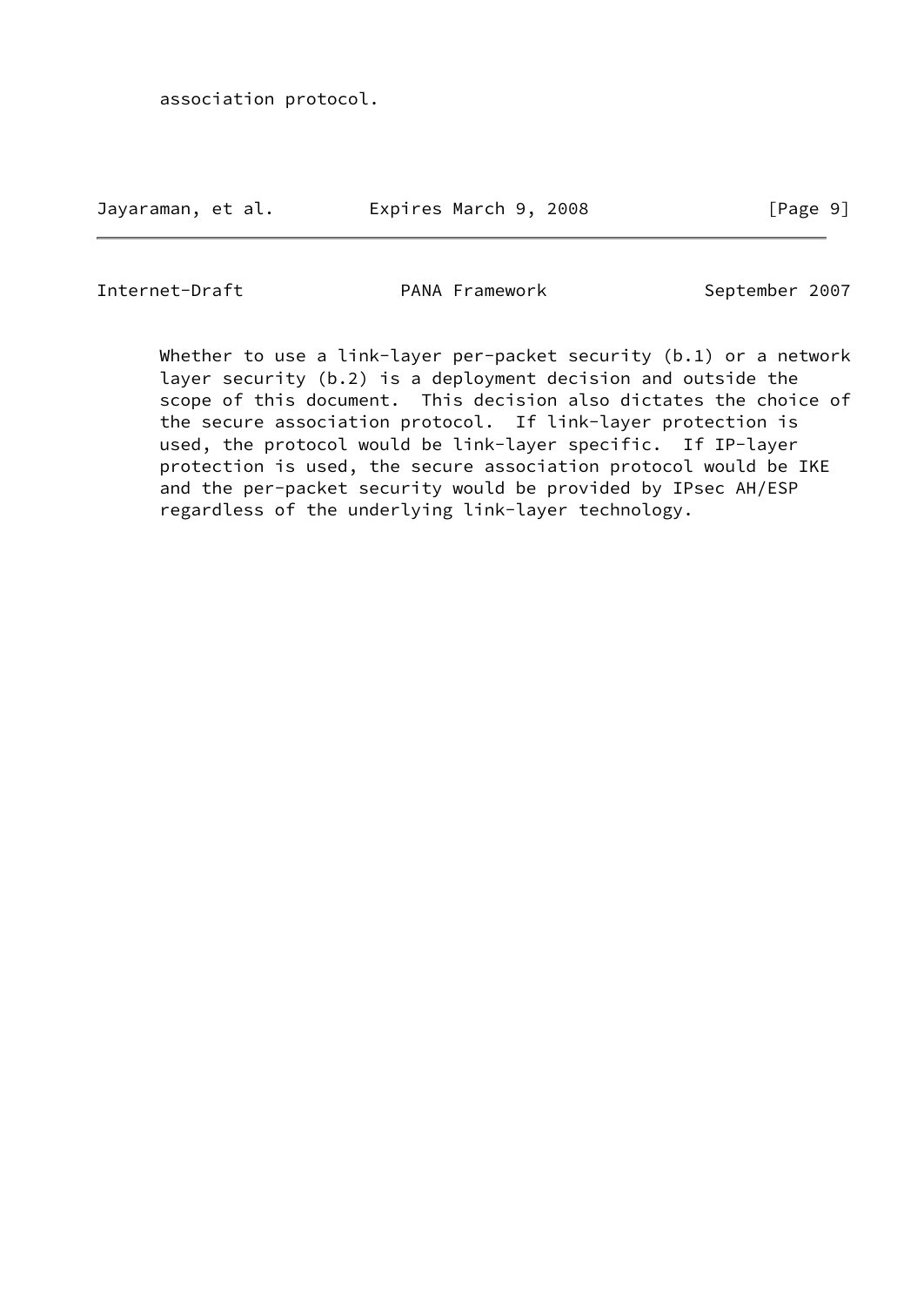association protocol.

Whether to use a link-layer per-packet security (b.1) or a network layer security (b.2) is a deployment decision and outside the scope of this document. This decision also dictates the choice of the secure association protocol. If link-layer protection is used, the protocol would be link-layer specific. If IP-layer protection is used, the secure association protocol would be IKE and the per-packet security would be provided by IPsec AH/ESP regardless of the underlying link-layer technology.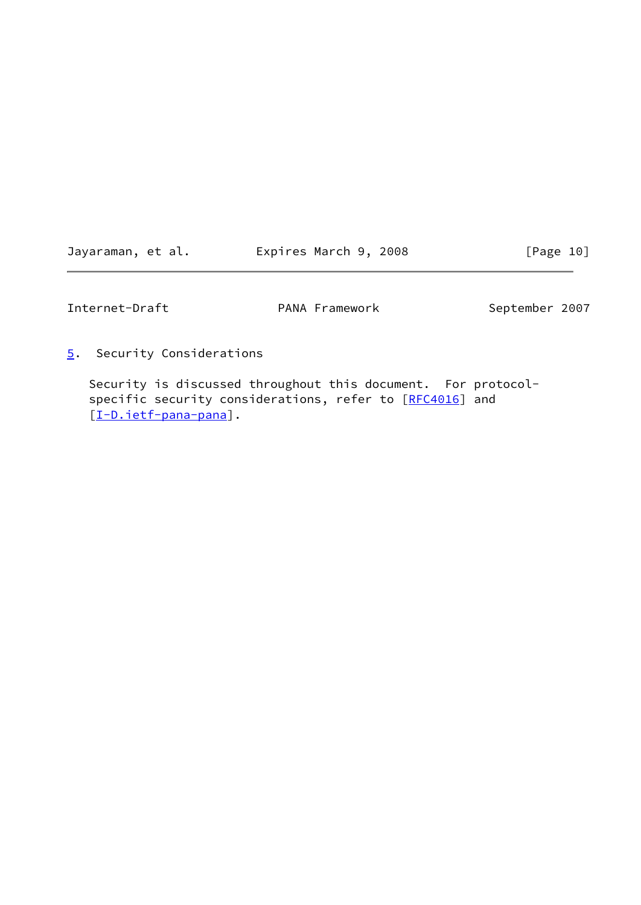## 5. Security Considerations

Security is discussed throughout this document. For protocol-specific security considerations, refer to [RFC4016] and [I-D.ietf-pana-pana].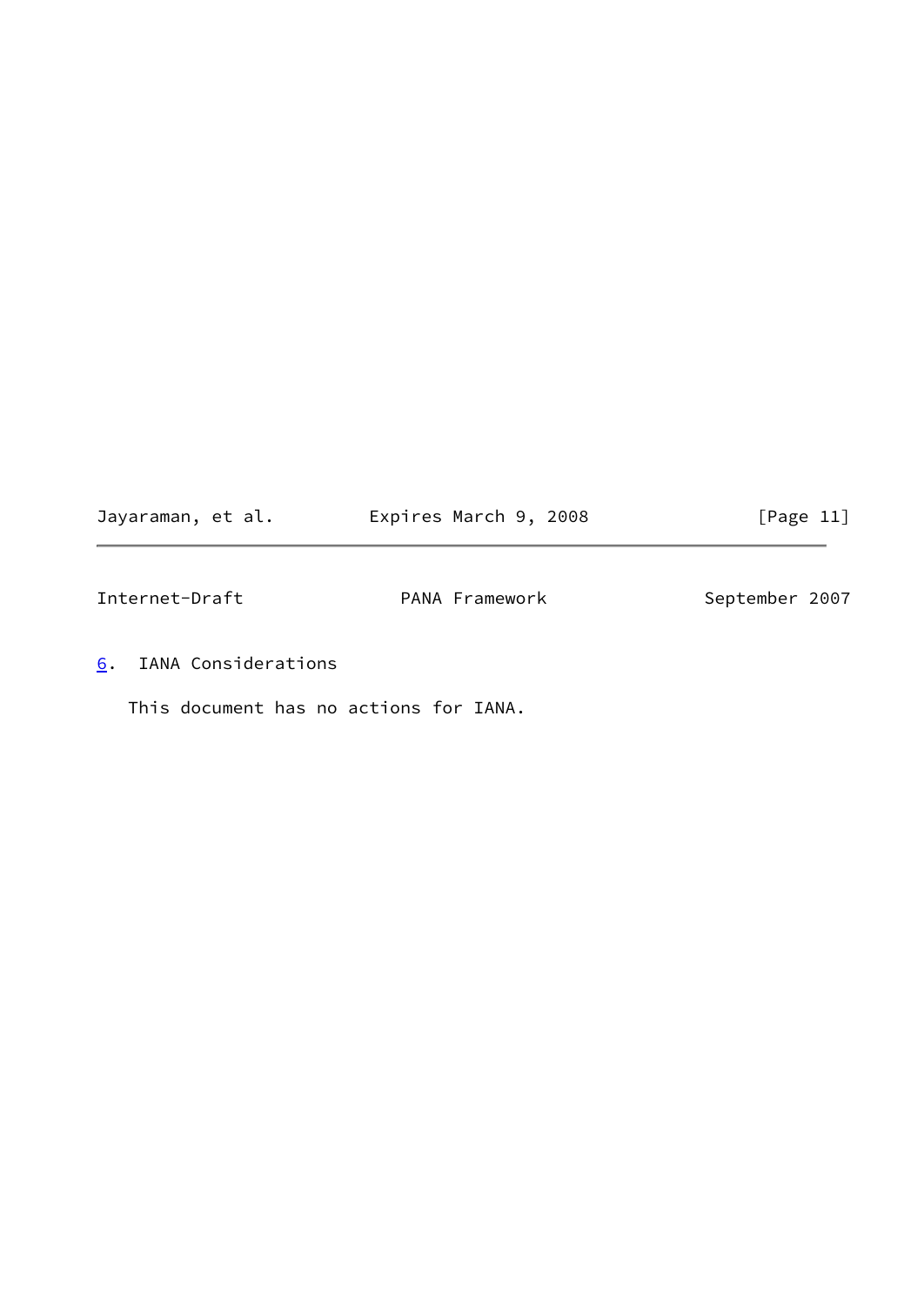## 6. IANA Considerations

This document has no actions for IANA.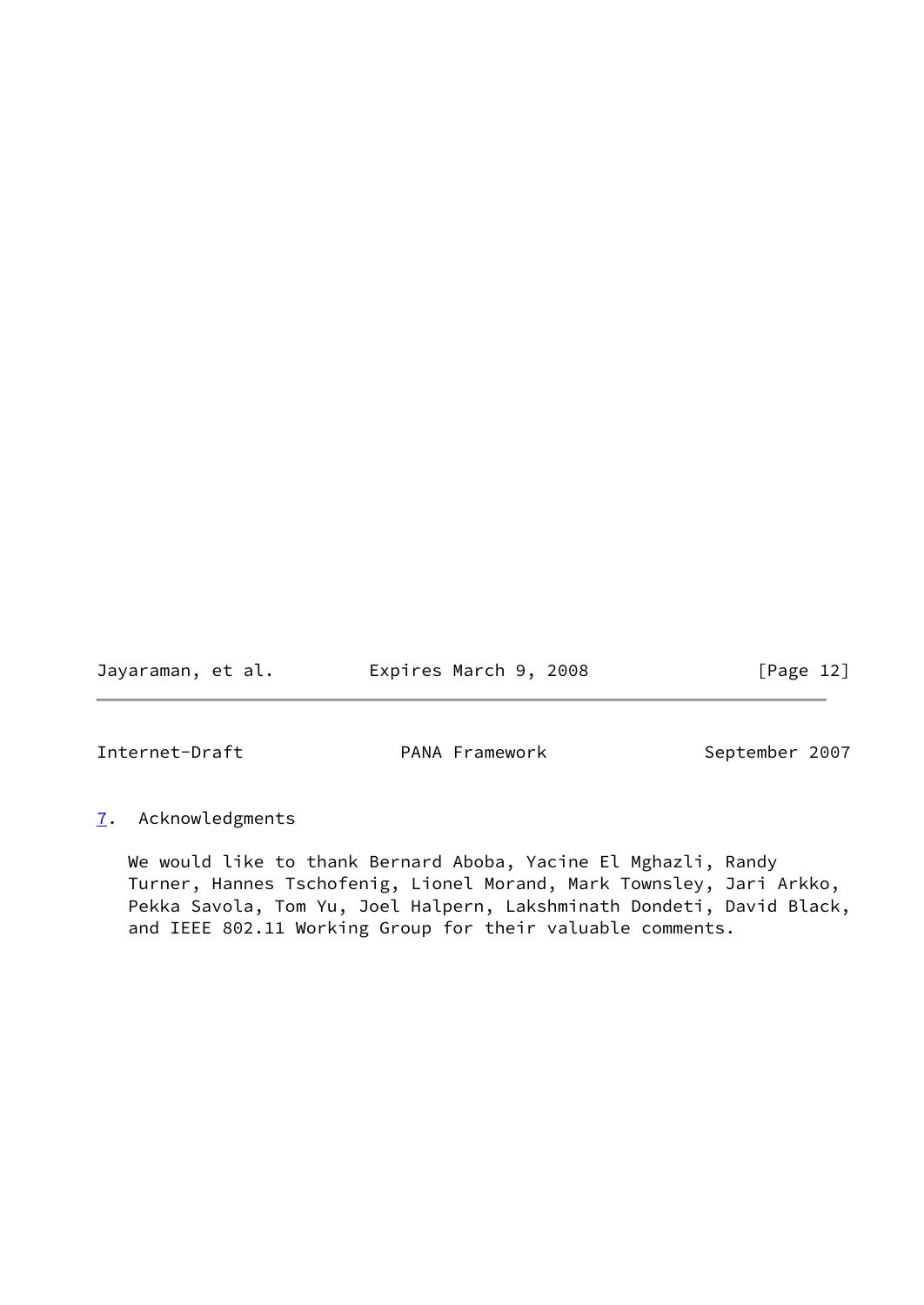## 7. Acknowledgments

We would like to thank Bernard Aboba, Yacine El Mghazli, Randy Turner, Hannes Tschofenig, Lionel Morand, Mark Townsley, Jari Arkko, Pekka Savola, Tom Yu, Joel Halpern, Lakshminath Dondeti, David Black, and IEEE 802.11 Working Group for their valuable comments.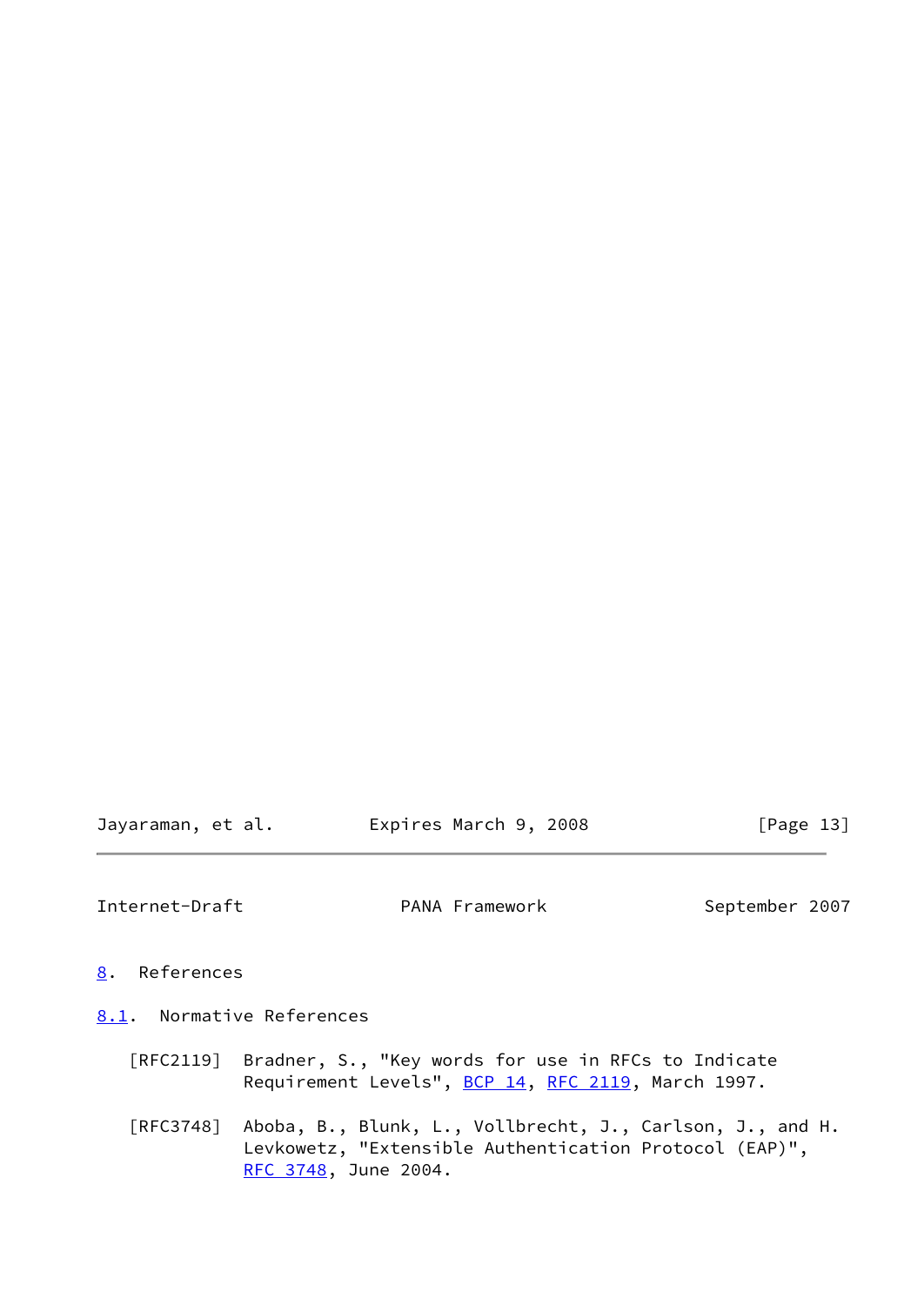## 8. References

### 8.1. Normative References

[RFC2119] Bradner, S., "Key words for use in RFCs to Indicate Requirement Levels", BCP 14, RFC 2119, March 1997.

[RFC3748] Aboba, B., Blunk, L., Vollbrecht, J., Carlson, J., and H. Levkowetz, "Extensible Authentication Protocol (EAP)", RFC 3748, June 2004.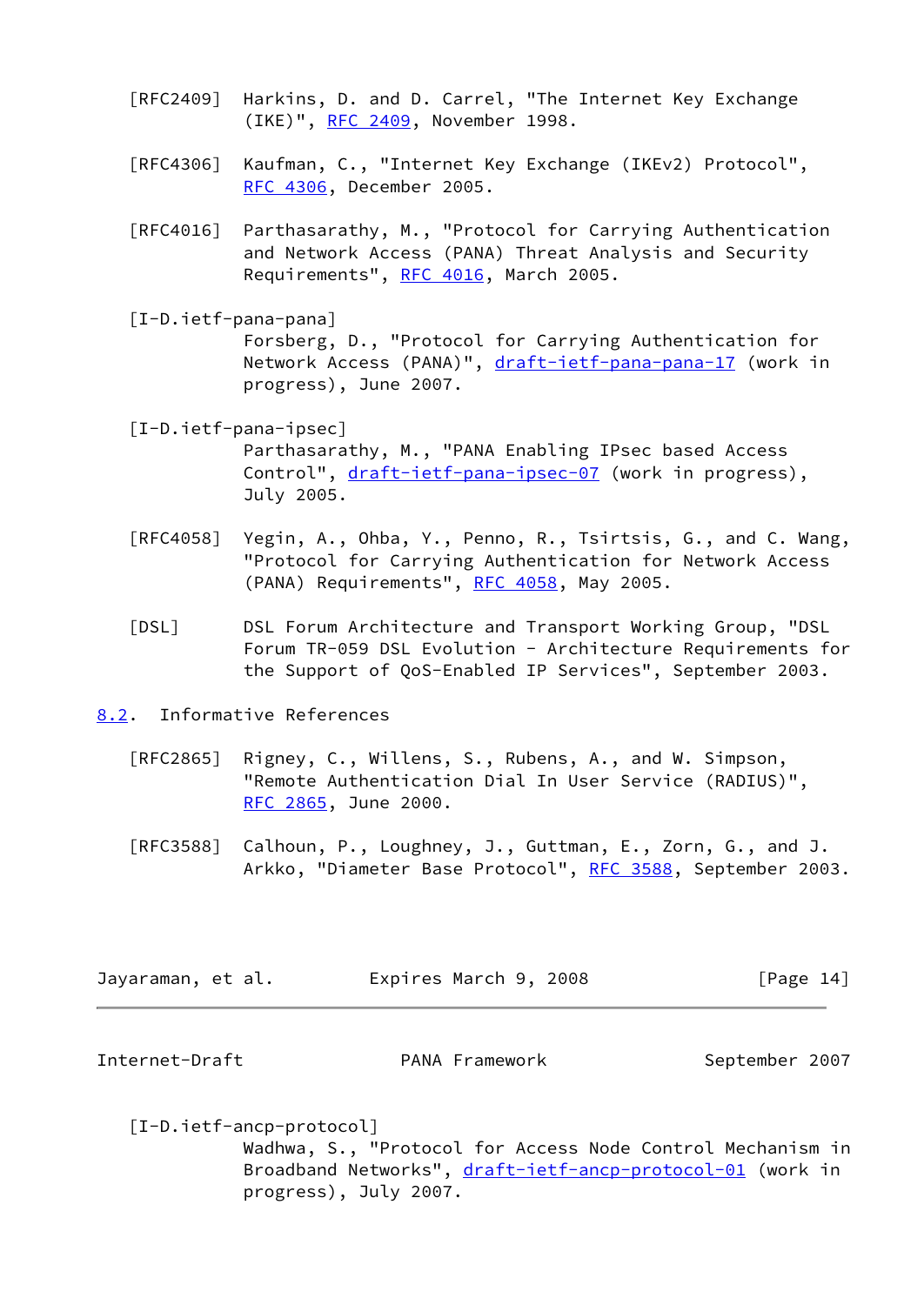[RFC2409] Harkins, D. and D. Carrel, "The Internet Key Exchange (IKE)", RFC 2409, November 1998.

[RFC4306] Kaufman, C., "Internet Key Exchange (IKEv2) Protocol", RFC 4306, December 2005.

[RFC4016] Parthasarathy, M., "Protocol for Carrying Authentication and Network Access (PANA) Threat Analysis and Security Requirements", RFC 4016, March 2005.

[I-D.ietf-pana-pana] Forsberg, D., "Protocol for Carrying Authentication for Network Access (PANA)", draft-ietf-pana-pana-17 (work in progress), June 2007.

[I-D.ietf-pana-ipsec] Parthasarathy, M., "PANA Enabling IPsec based Access Control", draft-ietf-pana-ipsec-07 (work in progress), July 2005.

[RFC4058] Yegin, A., Ohba, Y., Penno, R., Tsirtsis, G., and C. Wang, "Protocol for Carrying Authentication for Network Access (PANA) Requirements", RFC 4058, May 2005.

[DSL] DSL Forum Architecture and Transport Working Group, "DSL Forum TR-059 DSL Evolution - Architecture Requirements for the Support of QoS-Enabled IP Services", September 2003.

### 8.2. Informative References

[RFC2865] Rigney, C., Willens, S., Rubens, A., and W. Simpson, "Remote Authentication Dial In User Service (RADIUS)", RFC 2865, June 2000.

[RFC3588] Calhoun, P., Loughney, J., Guttman, E., Zorn, G., and J. Arkko, "Diameter Base Protocol", RFC 3588, September 2003.

[I-D.ietf-ancp-protocol] Wadhwa, S., "Protocol for Access Node Control Mechanism in Broadband Networks", draft-ietf-ancp-protocol-01 (work in progress), July 2007.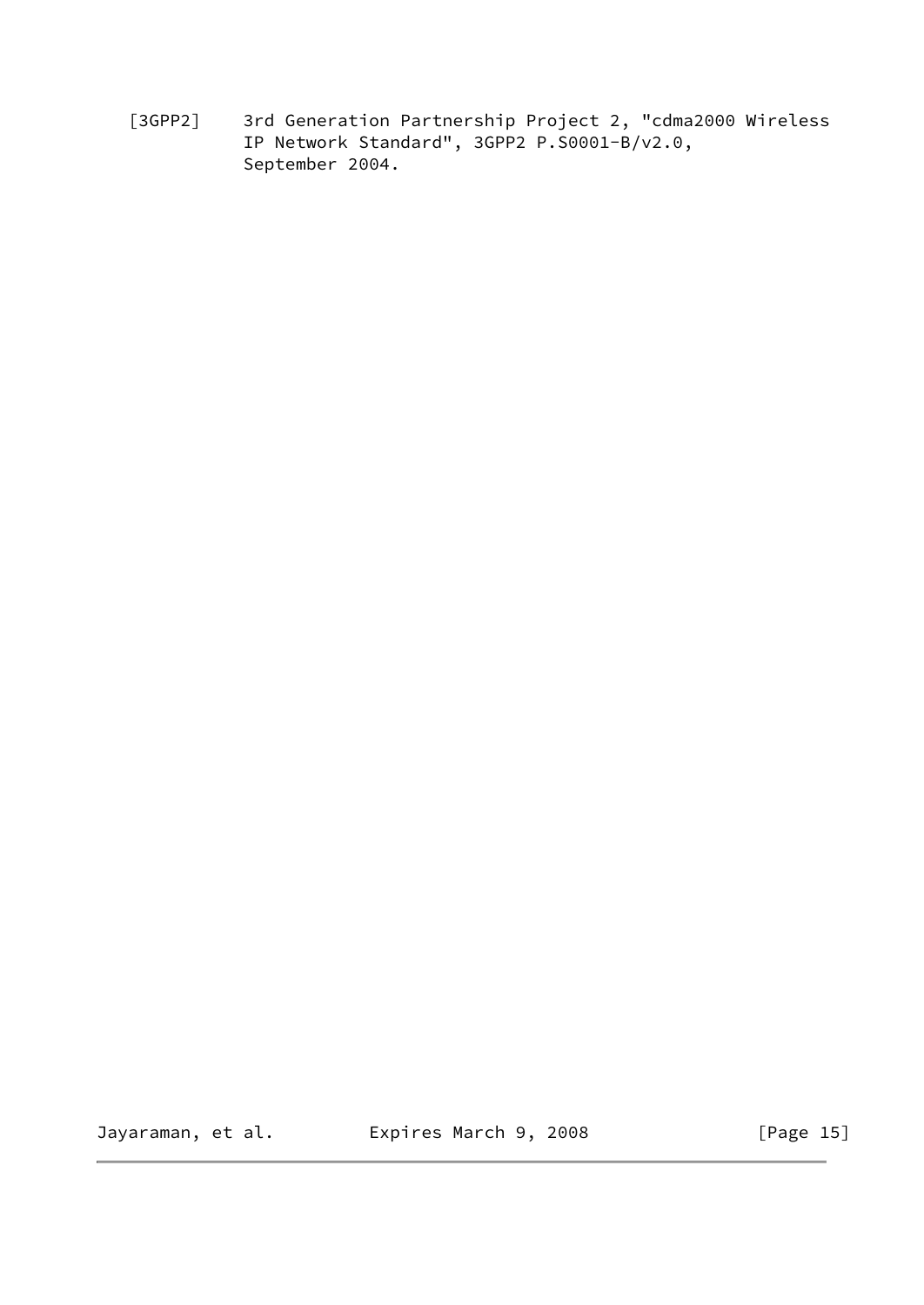[3GPP2] 3rd Generation Partnership Project 2, "cdma2000 Wireless IP Network Standard", 3GPP2 P.S0001-B/v2.0, September 2004.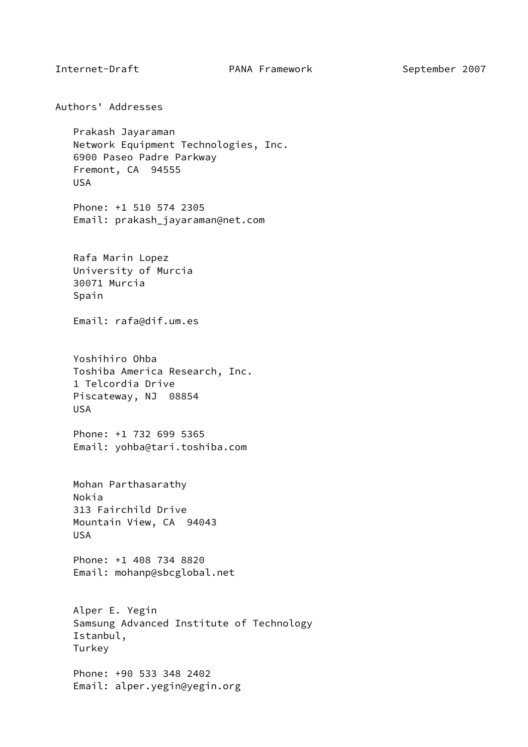## Authors' Addresses

Prakash Jayaraman
Network Equipment Technologies, Inc.
6900 Paseo Padre Parkway
Fremont, CA 94555
USA

Phone: +1 510 574 2305
Email: prakash_jayaraman@net.com

Rafa Marin Lopez
University of Murcia
30071 Murcia
Spain

Email: rafa@dif.um.es

Yoshihiro Ohba
Toshiba America Research, Inc.
1 Telcordia Drive
Piscateway, NJ 08854
USA

Phone: +1 732 699 5365
Email: yohba@tari.toshiba.com

Mohan Parthasarathy
Nokia
313 Fairchild Drive
Mountain View, CA 94043
USA

Phone: +1 408 734 8820
Email: mohanp@sbcglobal.net

Alper E. Yegin
Samsung Advanced Institute of Technology
Istanbul,
Turkey

Phone: +90 533 348 2402
Email: alper.yegin@yegin.org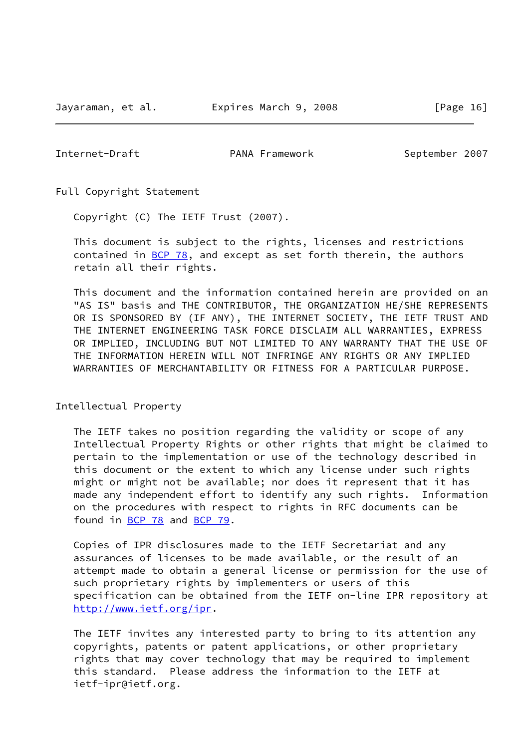## Full Copyright Statement

Copyright (C) The IETF Trust (2007).

This document is subject to the rights, licenses and restrictions contained in BCP 78, and except as set forth therein, the authors retain all their rights.

This document and the information contained herein are provided on an "AS IS" basis and THE CONTRIBUTOR, THE ORGANIZATION HE/SHE REPRESENTS OR IS SPONSORED BY (IF ANY), THE INTERNET SOCIETY, THE IETF TRUST AND THE INTERNET ENGINEERING TASK FORCE DISCLAIM ALL WARRANTIES, EXPRESS OR IMPLIED, INCLUDING BUT NOT LIMITED TO ANY WARRANTY THAT THE USE OF THE INFORMATION HEREIN WILL NOT INFRINGE ANY RIGHTS OR ANY IMPLIED WARRANTIES OF MERCHANTABILITY OR FITNESS FOR A PARTICULAR PURPOSE.

## Intellectual Property

The IETF takes no position regarding the validity or scope of any Intellectual Property Rights or other rights that might be claimed to pertain to the implementation or use of the technology described in this document or the extent to which any license under such rights might or might not be available; nor does it represent that it has made any independent effort to identify any such rights. Information on the procedures with respect to rights in RFC documents can be found in BCP 78 and BCP 79.

Copies of IPR disclosures made to the IETF Secretariat and any assurances of licenses to be made available, or the result of an attempt made to obtain a general license or permission for the use of such proprietary rights by implementers or users of this specification can be obtained from the IETF on-line IPR repository at http://www.ietf.org/ipr.

The IETF invites any interested party to bring to its attention any copyrights, patents or patent applications, or other proprietary rights that may cover technology that may be required to implement this standard. Please address the information to the IETF at ietf-ipr@ietf.org.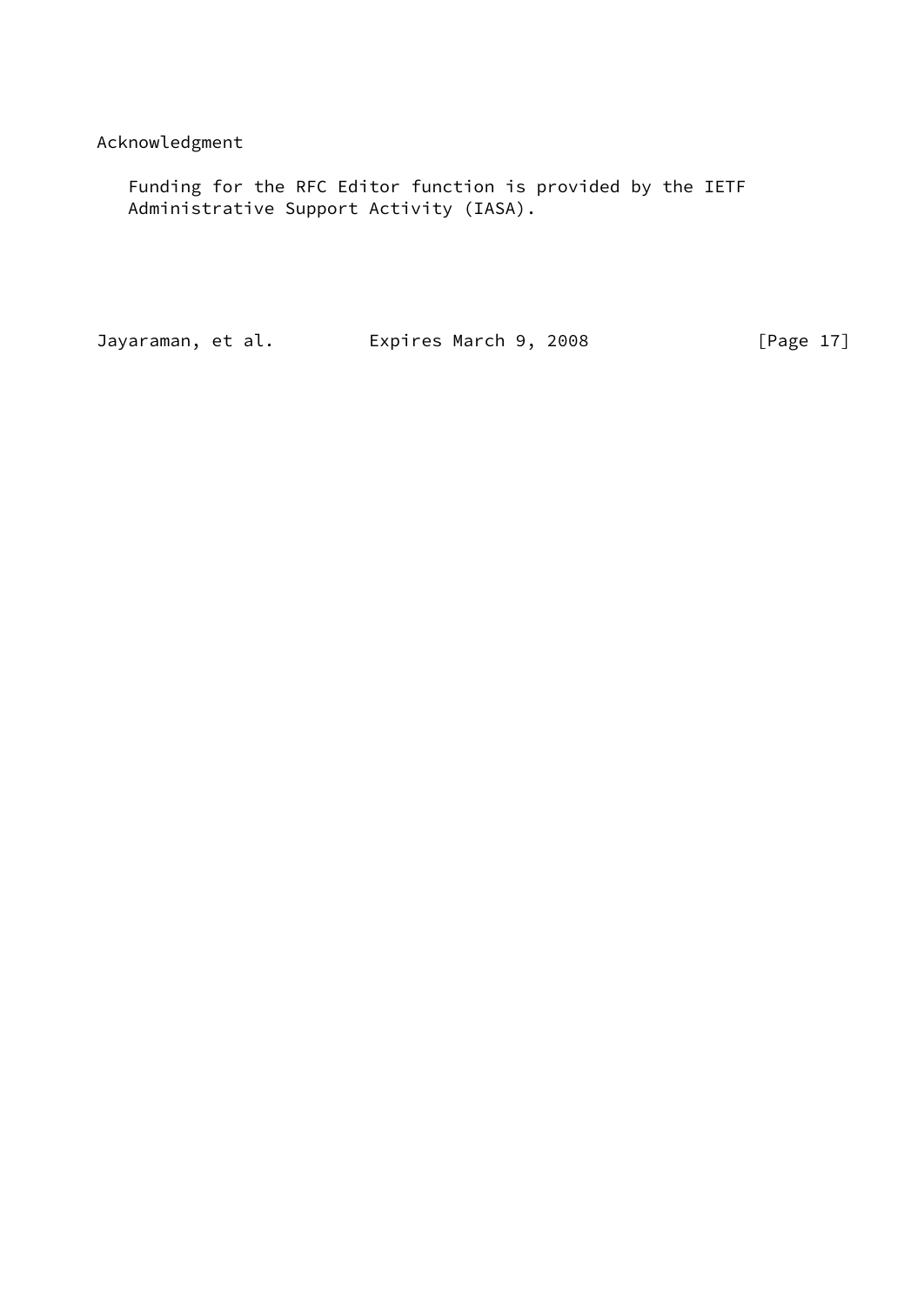## Acknowledgment

Funding for the RFC Editor function is provided by the IETF Administrative Support Activity (IASA).